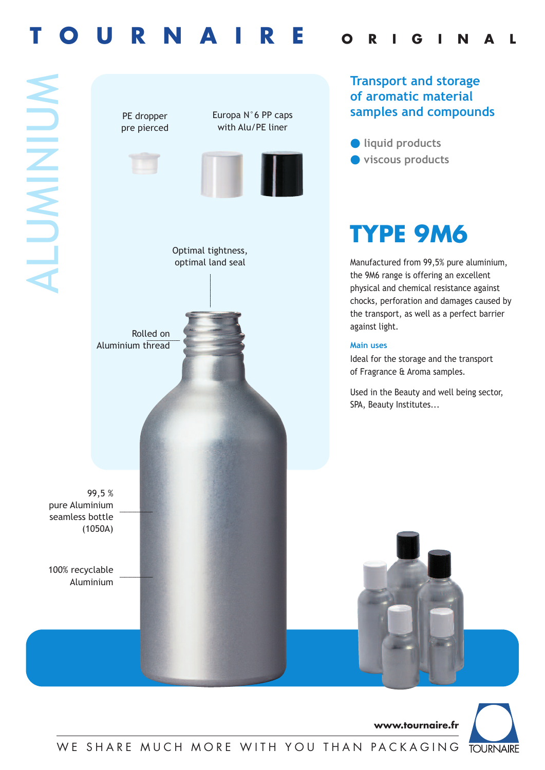# TOURNAIRE ORIGINAL

ALUMINIUM

PE dropper
pre pierced

Europa N°6 PP caps
with Alu/PE liner

Optimal tightness,
optimal land seal

Rolled on
Aluminium thread

99,5 %
pure Aluminium
seamless bottle
(1050A)

100% recyclable
Aluminium

## Transport and storage of aromatic material samples and compounds

- liquid products
- viscous products

# TYPE 9M6

Manufactured from 99,5% pure aluminium, the 9M6 range is offering an excellent physical and chemical resistance against chocks, perforation and damages caused by the transport, as well as a perfect barrier against light.

### Main uses

Ideal for the storage and the transport of Fragrance & Aroma samples.

Used in the Beauty and well being sector, SPA, Beauty Institutes...

**www.tournaire.fr**

WE SHARE MUCH MORE WITH YOU THAN PACKAGING

TOURNAIRE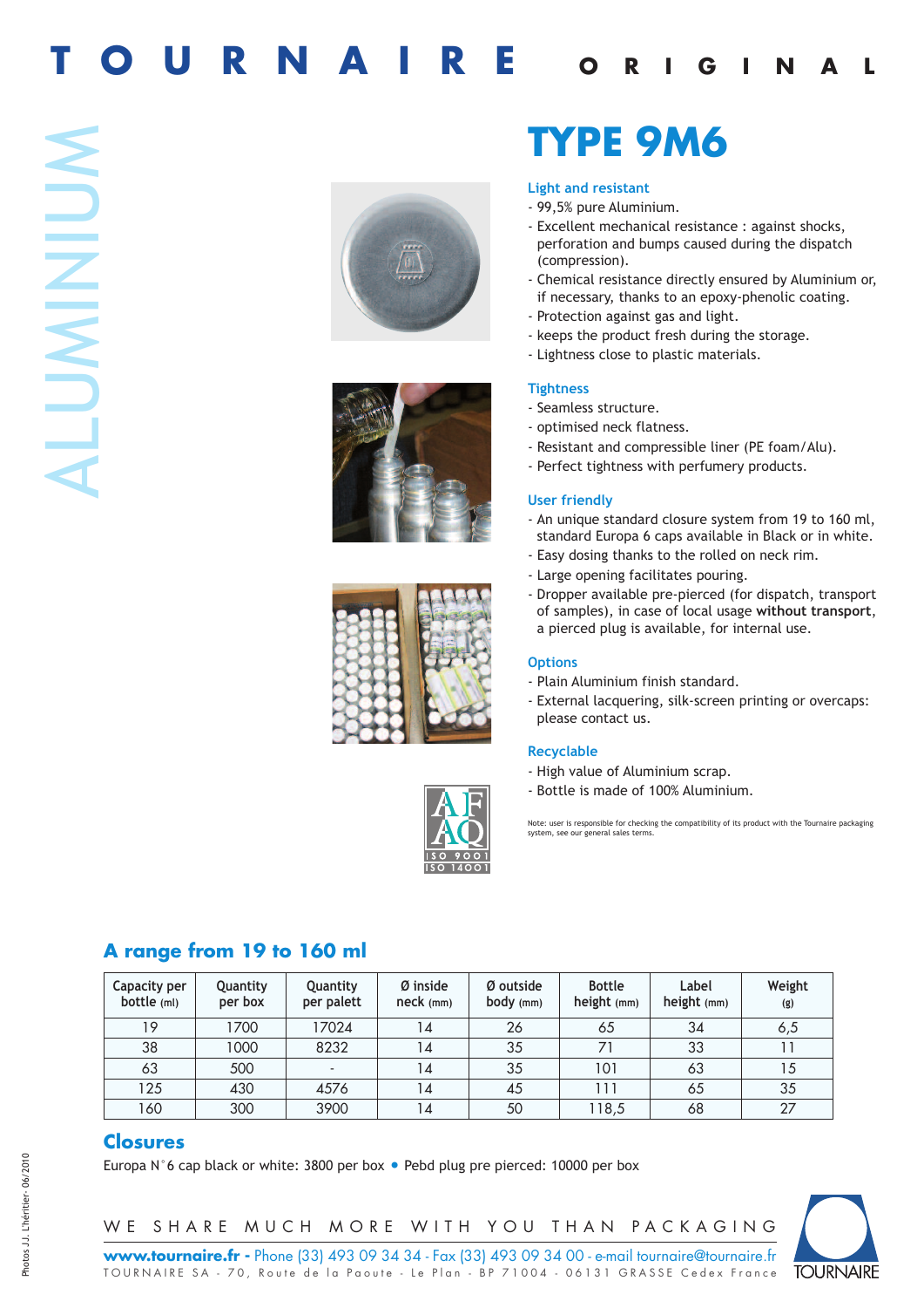# TOURNAIRE ORIGINAL

ALUMINIUM

## TYPE 9M6

### Light and resistant

- 99,5% pure Aluminium.
- Excellent mechanical resistance : against shocks, perforation and bumps caused during the dispatch (compression).
- Chemical resistance directly ensured by Aluminium or, if necessary, thanks to an epoxy-phenolic coating.
- Protection against gas and light.
- keeps the product fresh during the storage.
- Lightness close to plastic materials.

### Tightness

- Seamless structure.
- optimised neck flatness.
- Resistant and compressible liner (PE foam/Alu).
- Perfect tightness with perfumery products.

### User friendly

- An unique standard closure system from 19 to 160 ml, standard Europa 6 caps available in Black or in white.
- Easy dosing thanks to the rolled on neck rim.
- Large opening facilitates pouring.
- Dropper available pre-pierced (for dispatch, transport of samples), in case of local usage **without transport**, a pierced plug is available, for internal use.

### Options

- Plain Aluminium finish standard.
- External lacquering, silk-screen printing or overcaps: please contact us.

### Recyclable

- High value of Aluminium scrap.
- Bottle is made of 100% Aluminium.

Note: user is responsible for checking the compatibility of its product with the Tournaire packaging system, see our general sales terms.

AFAQ ISO 9001 ISO 14001

## A range from 19 to 160 ml

| Capacity per bottle (ml) | Quantity per box | Quantity per palett | Ø inside neck (mm) | Ø outside body (mm) | Bottle height (mm) | Label height (mm) | Weight (g) |
|---|---|---|---|---|---|---|---|
| 19 | 1700 | 17024 | 14 | 26 | 65 | 34 | 6,5 |
| 38 | 1000 | 8232 | 14 | 35 | 71 | 33 | 11 |
| 63 | 500 | - | 14 | 35 | 101 | 63 | 15 |
| 125 | 430 | 4576 | 14 | 45 | 111 | 65 | 35 |
| 160 | 300 | 3900 | 14 | 50 | 118,5 | 68 | 27 |

## Closures

Europa N°6 cap black or white: 3800 per box • Pebd plug pre pierced: 10000 per box

WE SHARE MUCH MORE WITH YOU THAN PACKAGING

**www.tournaire.fr** - Phone (33) 493 09 34 34 - Fax (33) 493 09 34 00 - e-mail tournaire@tournaire.fr

TOURNAIRE SA - 70, Route de la Paoute - Le Plan - BP 71004 - 06131 GRASSE Cedex France

TOURNAIRE

Photos J.J. L'héritier- 06/2010